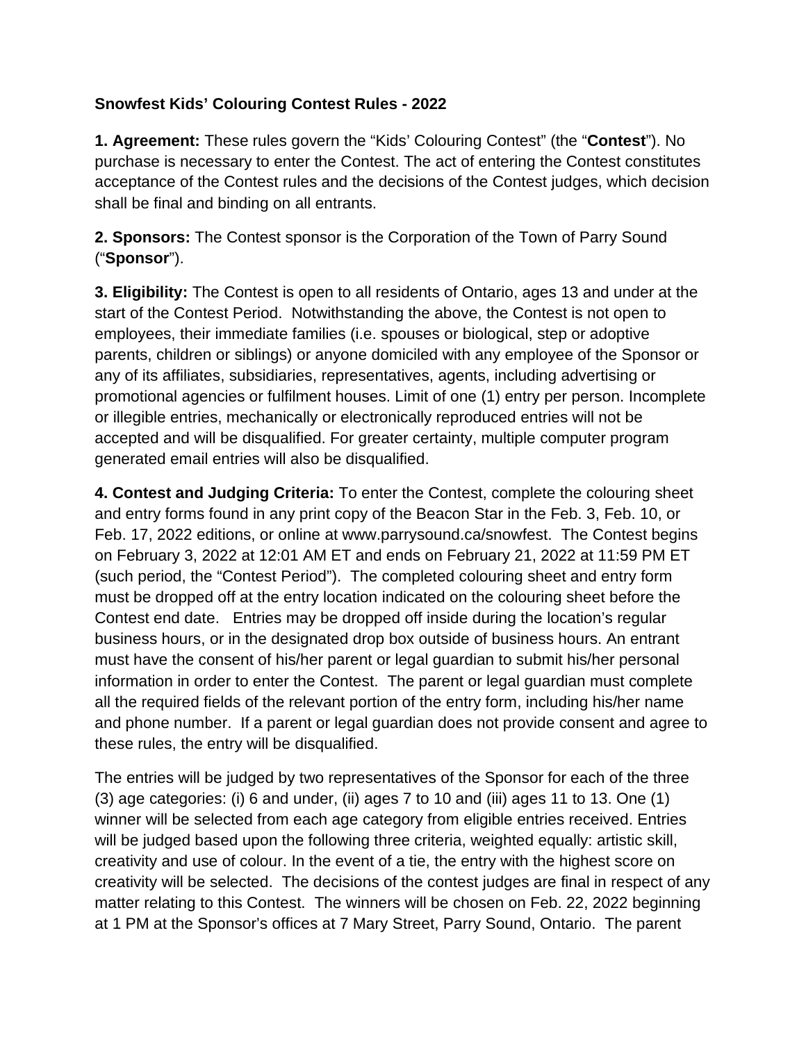**Snowfest Kids' Colouring Contest Rules - 2022**

**1. Agreement:** These rules govern the "Kids' Colouring Contest" (the "**Contest**"). No purchase is necessary to enter the Contest. The act of entering the Contest constitutes acceptance of the Contest rules and the decisions of the Contest judges, which decision shall be final and binding on all entrants.

**2. Sponsors:** The Contest sponsor is the Corporation of the Town of Parry Sound ("**Sponsor**").

**3. Eligibility:** The Contest is open to all residents of Ontario, ages 13 and under at the start of the Contest Period. Notwithstanding the above, the Contest is not open to employees, their immediate families (i.e. spouses or biological, step or adoptive parents, children or siblings) or anyone domiciled with any employee of the Sponsor or any of its affiliates, subsidiaries, representatives, agents, including advertising or promotional agencies or fulfilment houses. Limit of one (1) entry per person. Incomplete or illegible entries, mechanically or electronically reproduced entries will not be accepted and will be disqualified. For greater certainty, multiple computer program generated email entries will also be disqualified.

**4. Contest and Judging Criteria:** To enter the Contest, complete the colouring sheet and entry forms found in any print copy of the Beacon Star in the Feb. 3, Feb. 10, or Feb. 17, 2022 editions, or online at www.parrysound.ca/snowfest. The Contest begins on February 3, 2022 at 12:01 AM ET and ends on February 21, 2022 at 11:59 PM ET (such period, the "Contest Period"). The completed colouring sheet and entry form must be dropped off at the entry location indicated on the colouring sheet before the Contest end date. Entries may be dropped off inside during the location's regular business hours, or in the designated drop box outside of business hours. An entrant must have the consent of his/her parent or legal guardian to submit his/her personal information in order to enter the Contest. The parent or legal guardian must complete all the required fields of the relevant portion of the entry form, including his/her name and phone number. If a parent or legal guardian does not provide consent and agree to these rules, the entry will be disqualified.

The entries will be judged by two representatives of the Sponsor for each of the three (3) age categories: (i) 6 and under, (ii) ages 7 to 10 and (iii) ages 11 to 13. One (1) winner will be selected from each age category from eligible entries received. Entries will be judged based upon the following three criteria, weighted equally: artistic skill, creativity and use of colour. In the event of a tie, the entry with the highest score on creativity will be selected. The decisions of the contest judges are final in respect of any matter relating to this Contest. The winners will be chosen on Feb. 22, 2022 beginning at 1 PM at the Sponsor's offices at 7 Mary Street, Parry Sound, Ontario. The parent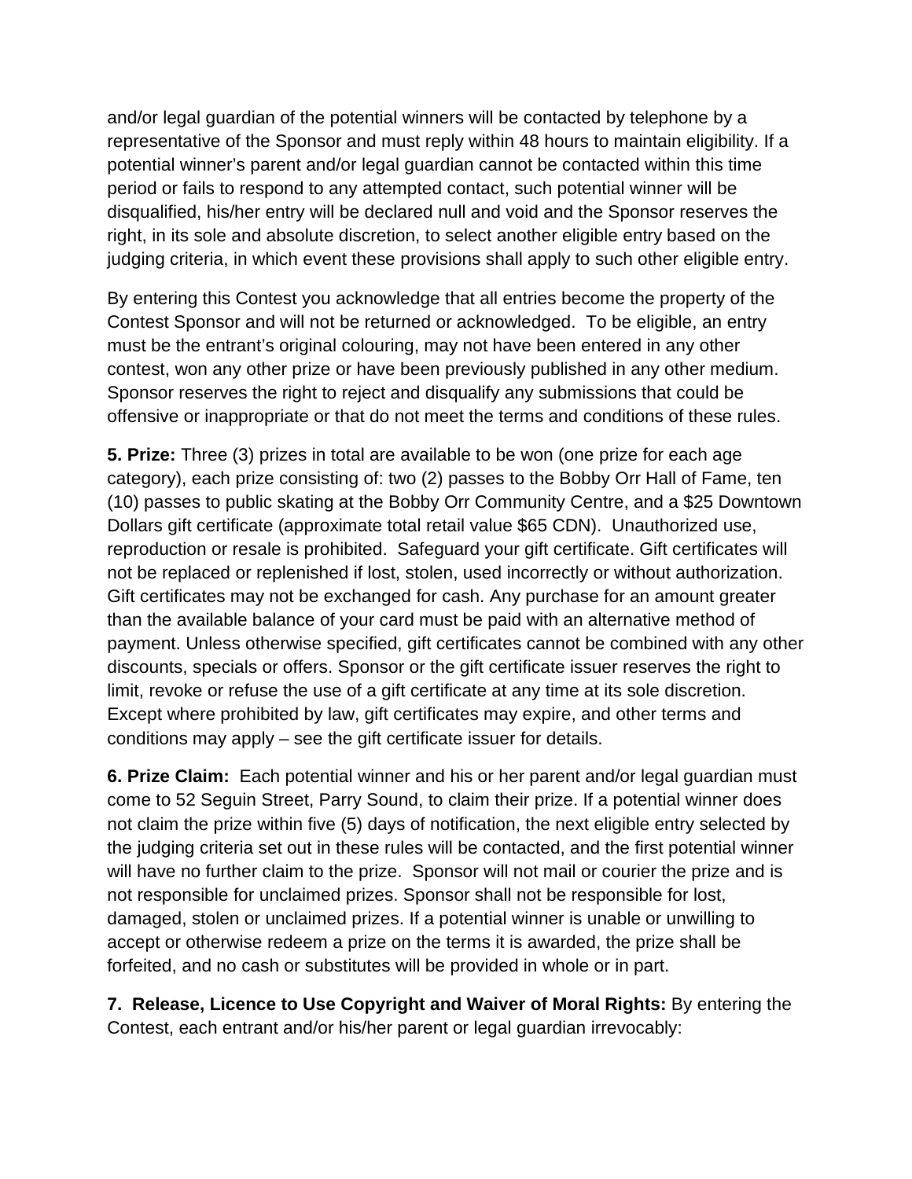and/or legal guardian of the potential winners will be contacted by telephone by a representative of the Sponsor and must reply within 48 hours to maintain eligibility. If a potential winner's parent and/or legal guardian cannot be contacted within this time period or fails to respond to any attempted contact, such potential winner will be disqualified, his/her entry will be declared null and void and the Sponsor reserves the right, in its sole and absolute discretion, to select another eligible entry based on the judging criteria, in which event these provisions shall apply to such other eligible entry.

By entering this Contest you acknowledge that all entries become the property of the Contest Sponsor and will not be returned or acknowledged. To be eligible, an entry must be the entrant's original colouring, may not have been entered in any other contest, won any other prize or have been previously published in any other medium. Sponsor reserves the right to reject and disqualify any submissions that could be offensive or inappropriate or that do not meet the terms and conditions of these rules.

**5. Prize:** Three (3) prizes in total are available to be won (one prize for each age category), each prize consisting of: two (2) passes to the Bobby Orr Hall of Fame, ten (10) passes to public skating at the Bobby Orr Community Centre, and a $25 Downtown Dollars gift certificate (approximate total retail value $65 CDN). Unauthorized use, reproduction or resale is prohibited. Safeguard your gift certificate. Gift certificates will not be replaced or replenished if lost, stolen, used incorrectly or without authorization. Gift certificates may not be exchanged for cash. Any purchase for an amount greater than the available balance of your card must be paid with an alternative method of payment. Unless otherwise specified, gift certificates cannot be combined with any other discounts, specials or offers. Sponsor or the gift certificate issuer reserves the right to limit, revoke or refuse the use of a gift certificate at any time at its sole discretion. Except where prohibited by law, gift certificates may expire, and other terms and conditions may apply – see the gift certificate issuer for details.

**6. Prize Claim:** Each potential winner and his or her parent and/or legal guardian must come to 52 Seguin Street, Parry Sound, to claim their prize. If a potential winner does not claim the prize within five (5) days of notification, the next eligible entry selected by the judging criteria set out in these rules will be contacted, and the first potential winner will have no further claim to the prize. Sponsor will not mail or courier the prize and is not responsible for unclaimed prizes. Sponsor shall not be responsible for lost, damaged, stolen or unclaimed prizes. If a potential winner is unable or unwilling to accept or otherwise redeem a prize on the terms it is awarded, the prize shall be forfeited, and no cash or substitutes will be provided in whole or in part.

**7. Release, Licence to Use Copyright and Waiver of Moral Rights:** By entering the Contest, each entrant and/or his/her parent or legal guardian irrevocably: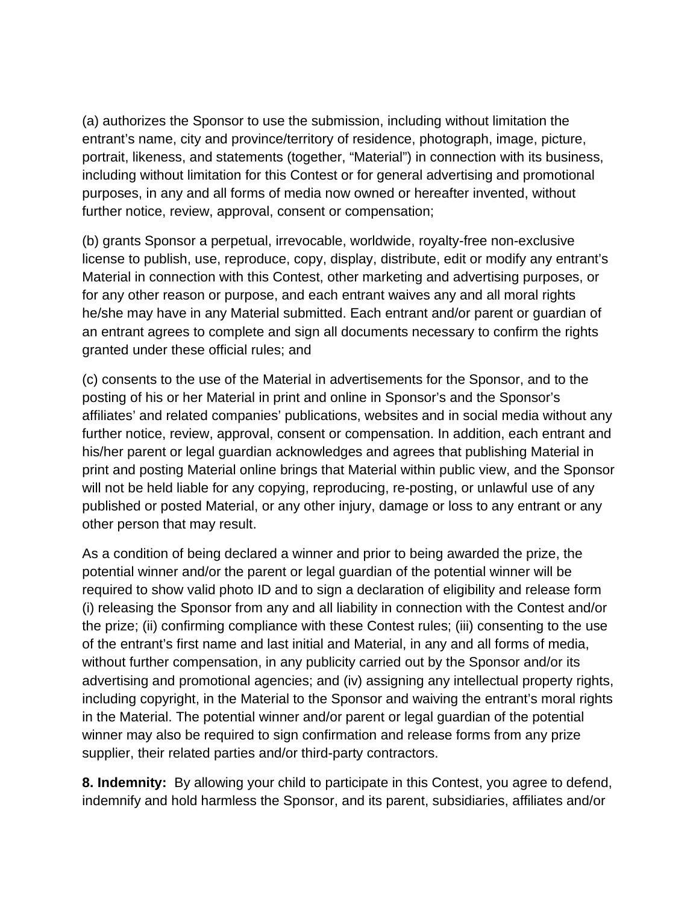(a) authorizes the Sponsor to use the submission, including without limitation the entrant's name, city and province/territory of residence, photograph, image, picture, portrait, likeness, and statements (together, "Material") in connection with its business, including without limitation for this Contest or for general advertising and promotional purposes, in any and all forms of media now owned or hereafter invented, without further notice, review, approval, consent or compensation;

(b) grants Sponsor a perpetual, irrevocable, worldwide, royalty-free non-exclusive license to publish, use, reproduce, copy, display, distribute, edit or modify any entrant's Material in connection with this Contest, other marketing and advertising purposes, or for any other reason or purpose, and each entrant waives any and all moral rights he/she may have in any Material submitted. Each entrant and/or parent or guardian of an entrant agrees to complete and sign all documents necessary to confirm the rights granted under these official rules; and

(c) consents to the use of the Material in advertisements for the Sponsor, and to the posting of his or her Material in print and online in Sponsor's and the Sponsor's affiliates' and related companies' publications, websites and in social media without any further notice, review, approval, consent or compensation. In addition, each entrant and his/her parent or legal guardian acknowledges and agrees that publishing Material in print and posting Material online brings that Material within public view, and the Sponsor will not be held liable for any copying, reproducing, re-posting, or unlawful use of any published or posted Material, or any other injury, damage or loss to any entrant or any other person that may result.

As a condition of being declared a winner and prior to being awarded the prize, the potential winner and/or the parent or legal guardian of the potential winner will be required to show valid photo ID and to sign a declaration of eligibility and release form (i) releasing the Sponsor from any and all liability in connection with the Contest and/or the prize; (ii) confirming compliance with these Contest rules; (iii) consenting to the use of the entrant's first name and last initial and Material, in any and all forms of media, without further compensation, in any publicity carried out by the Sponsor and/or its advertising and promotional agencies; and (iv) assigning any intellectual property rights, including copyright, in the Material to the Sponsor and waiving the entrant's moral rights in the Material. The potential winner and/or parent or legal guardian of the potential winner may also be required to sign confirmation and release forms from any prize supplier, their related parties and/or third-party contractors.

**8. Indemnity:** By allowing your child to participate in this Contest, you agree to defend, indemnify and hold harmless the Sponsor, and its parent, subsidiaries, affiliates and/or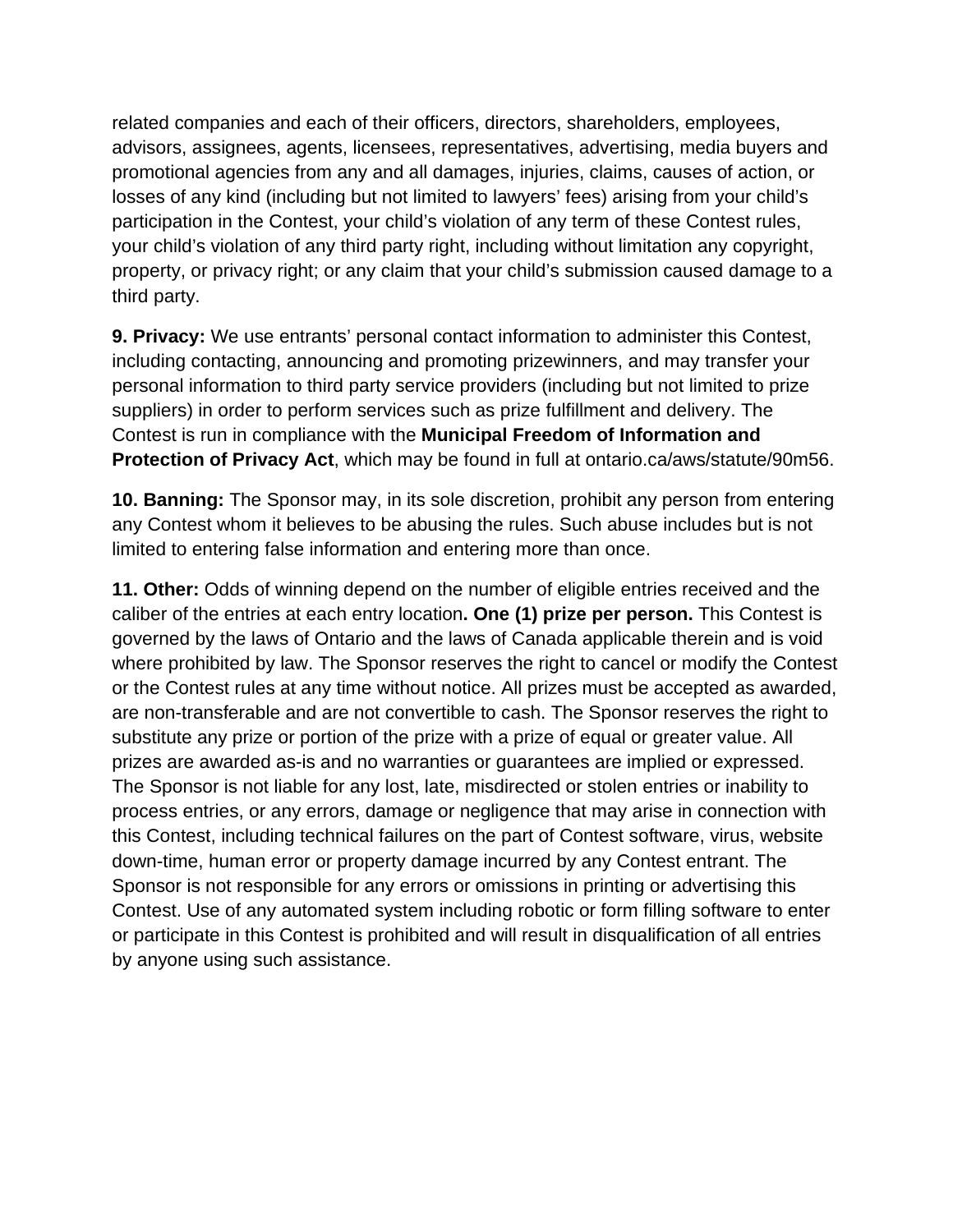related companies and each of their officers, directors, shareholders, employees, advisors, assignees, agents, licensees, representatives, advertising, media buyers and promotional agencies from any and all damages, injuries, claims, causes of action, or losses of any kind (including but not limited to lawyers' fees) arising from your child's participation in the Contest, your child's violation of any term of these Contest rules, your child's violation of any third party right, including without limitation any copyright, property, or privacy right; or any claim that your child's submission caused damage to a third party.

**9. Privacy:** We use entrants' personal contact information to administer this Contest, including contacting, announcing and promoting prizewinners, and may transfer your personal information to third party service providers (including but not limited to prize suppliers) in order to perform services such as prize fulfillment and delivery. The Contest is run in compliance with the **Municipal Freedom of Information and Protection of Privacy Act**, which may be found in full at ontario.ca/aws/statute/90m56.

**10. Banning:** The Sponsor may, in its sole discretion, prohibit any person from entering any Contest whom it believes to be abusing the rules. Such abuse includes but is not limited to entering false information and entering more than once.

**11. Other:** Odds of winning depend on the number of eligible entries received and the caliber of the entries at each entry location**. One (1) prize per person.** This Contest is governed by the laws of Ontario and the laws of Canada applicable therein and is void where prohibited by law. The Sponsor reserves the right to cancel or modify the Contest or the Contest rules at any time without notice. All prizes must be accepted as awarded, are non-transferable and are not convertible to cash. The Sponsor reserves the right to substitute any prize or portion of the prize with a prize of equal or greater value. All prizes are awarded as-is and no warranties or guarantees are implied or expressed. The Sponsor is not liable for any lost, late, misdirected or stolen entries or inability to process entries, or any errors, damage or negligence that may arise in connection with this Contest, including technical failures on the part of Contest software, virus, website down-time, human error or property damage incurred by any Contest entrant. The Sponsor is not responsible for any errors or omissions in printing or advertising this Contest. Use of any automated system including robotic or form filling software to enter or participate in this Contest is prohibited and will result in disqualification of all entries by anyone using such assistance.